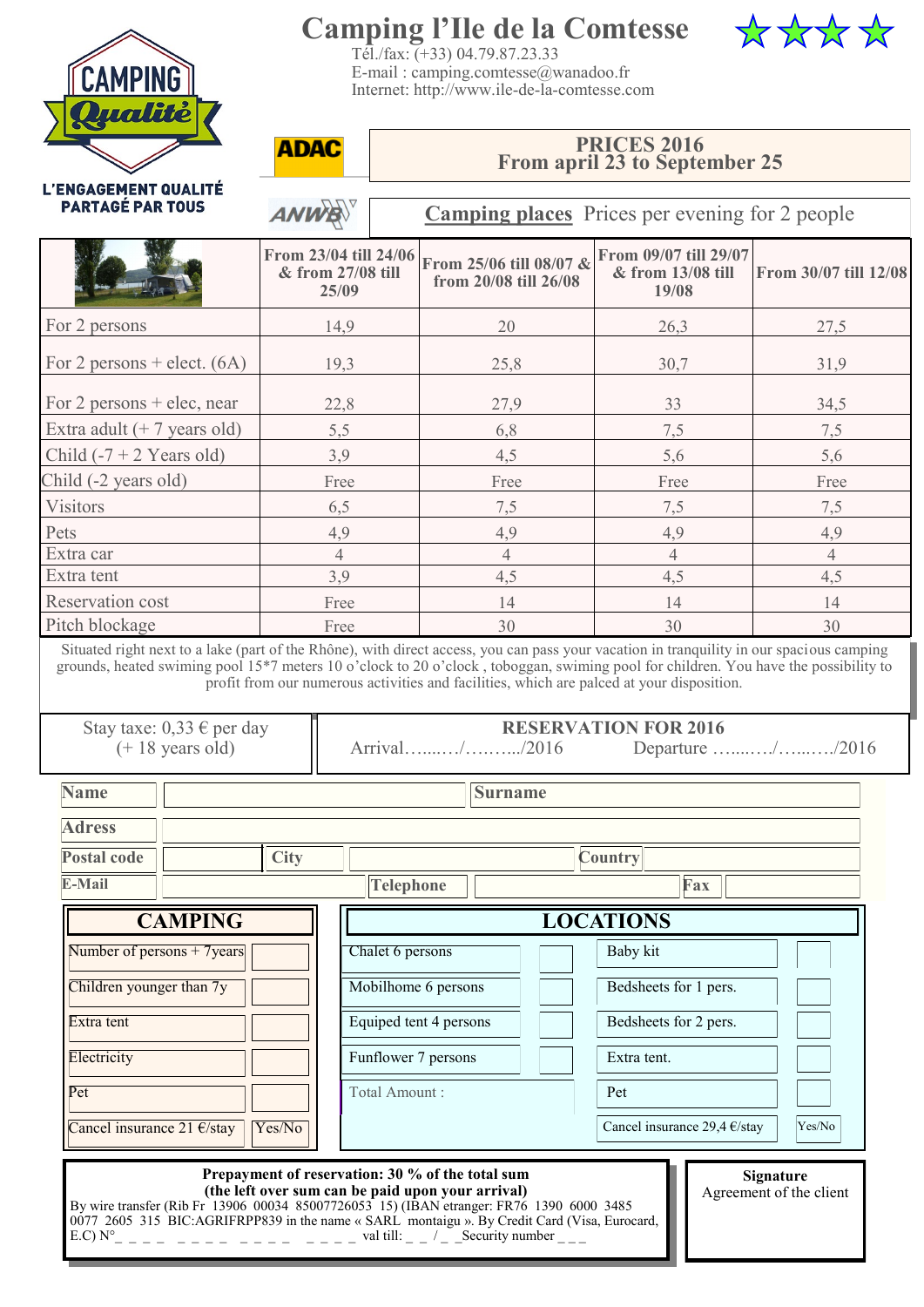# Camping l'Ile de la Comtesse

Tél./fax: (+33) 04.79.87.23.33
E-mail : camping.comtesse@wanadoo.fr
Internet: http://www.ile-de-la-comtesse.com

CAMPING Qualité
L'ENGAGEMENT QUALITÉ PARTAGÉ PAR TOUS

ADAC

ANWB

## PRICES 2016
## From april 23 to September 25

**Camping places** Prices per evening for 2 people

| | From 23/04 till 24/06 & from 27/08 till 25/09 | From 25/06 till 08/07 & from 20/08 till 26/08 | From 09/07 till 29/07 & from 13/08 till 19/08 | From 30/07 till 12/08 |
|---|---|---|---|---|
| For 2 persons | 14,9 | 20 | 26,3 | 27,5 |
| For 2 persons + elect. (6A) | 19,3 | 25,8 | 30,7 | 31,9 |
| For 2 persons + elec, near | 22,8 | 27,9 | 33 | 34,5 |
| Extra adult (+ 7 years old) | 5,5 | 6,8 | 7,5 | 7,5 |
| Child (-7 + 2 Years old) | 3,9 | 4,5 | 5,6 | 5,6 |
| Child (-2 years old) | Free | Free | Free | Free |
| Visitors | 6,5 | 7,5 | 7,5 | 7,5 |
| Pets | 4,9 | 4,9 | 4,9 | 4,9 |
| Extra car | 4 | 4 | 4 | 4 |
| Extra tent | 3,9 | 4,5 | 4,5 | 4,5 |
| Reservation cost | Free | 14 | 14 | 14 |
| Pitch blockage | Free | 30 | 30 | 30 |

Situated right next to a lake (part of the Rhône), with direct access, you can pass your vacation in tranquility in our spacious camping grounds, heated swiming pool 15*7 meters 10 o'clock to 20 o'clock , toboggan, swiming pool for children. You have the possibility to profit from our numerous activities and facilities, which are palced at your disposition.

Stay taxe: 0,33 € per day (+ 18 years old)

**RESERVATION FOR 2016**

Arrival…..…/……..../2016 Departure …...…/…..…./2016

| **Name** | | **Surname** | |
|---|---|---|---|
| **Adress** | | | |
| **Postal code** | | **City** | | **Country** | |
| **E-Mail** | | **Telephone** | | **Fax** | |

| **CAMPING** | |
|---|---|
| Number of persons + 7years | |
| Children younger than 7y | |
| Extra tent | |
| Electricity | |
| Pet | |
| Cancel insurance 21 €/stay | Yes/No |

| **LOCATIONS** | | | |
|---|---|---|---|
| Chalet 6 persons | | Baby kit | |
| Mobilhome 6 persons | | Bedsheets for 1 pers. | |
| Equiped tent 4 persons | | Bedsheets for 2 pers. | |
| Funflower 7 persons | | Extra tent. | |
| Total Amount : | | Pet | |
| | | Cancel insurance 29,4 €/stay | Yes/No |

**Prepayment of reservation: 30 % of the total sum**
**(the left over sum can be paid upon your arrival)**
By wire transfer (Rib Fr 13906 00034 85007726053 15) (IBAN etranger: FR76 1390 6000 3485 0077 2605 315 BIC:AGRIFRPP839 in the name « SARL montaigu ». By Credit Card (Visa, Eurocard, E.C) N°_ _ _ _ _ _ _ _ _ _ _ _ _ _ _ _ val till: _ _ / _ _Security number _ _ _

**Signature**
Agreement of the client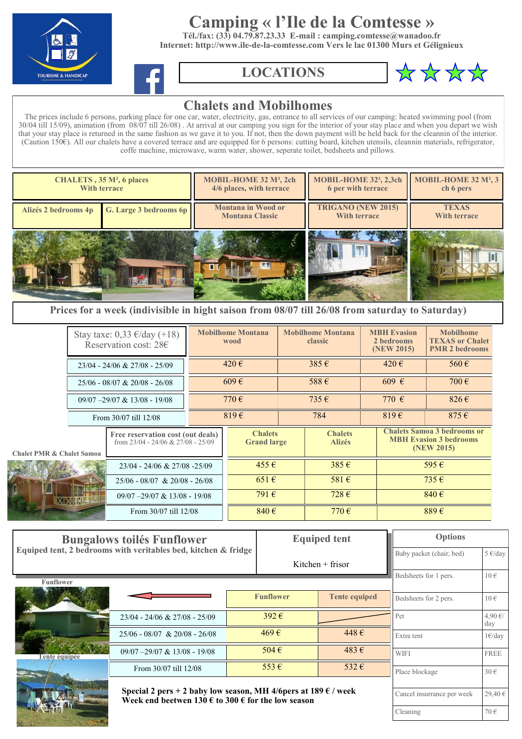# Camping « l'Ile de la Comtesse »

**Tél./fax: (33) 04.79.87.23.33 E-mail : camping.comtesse@wanadoo.fr**
**Internet: http://www.ile-de-la-comtesse.com Vers le lac 01300 Murs et Gélignieux**

TOURISME & HANDICAP

## LOCATIONS

## Chalets and Mobilhomes

The prices include 6 persons, parking place for one car, water, electricity, gas, entrance to all services of our camping: heated swimming pool (from 30/04 till 15/09), animation (from 08/07 till 26/08) . At arrival at our camping you sign for the interior of your stay place and when you depart we wish that your stay place is returned in the same fashion as we gave it to you. If not, then the down payment will be held back for the cleannin of the interior. (Caution 150€). All our chalets have a covered terrace and are equipped for 6 persons: cutting board, kitchen utensils, cleannin materials, refrigerator, coffe machine, microwave, warm water, shower, seperate toilet, bedsheets and pillows.

| CHALETS , 35 M², 6 places With terrace | | MOBIL-HOME 32 M², 2ch 4/6 places, with terrace | MOBIL-HOME 32², 2,3ch 6 per with terrace | MOBIL-HOME 32 M², 3 ch 6 pers |
|---|---|---|---|---|
| Alizés 2 bedrooms 4p | G. Large 3 bedrooms 6p | Montana in Wood or Montana Classic | TRIGANO (NEW 2015) With terrace | TEXAS With terrace |

**Prices for a week (indivisible in hight saison from 08/07 till 26/08 from saturday to Saturday)**

| Stay taxe: 0,33 €/day (+18) Reservation cost: 28€ | Mobilhome Montana wood | Mobilhome Montana classic | MBH Evasion 2 bedrooms (NEW 2015) | Mobilhome TEXAS or Chalet PMR 2 bedrooms |
|---|---|---|---|---|
| 23/04 - 24/06 & 27/08 - 25/09 | 420 € | 385 € | 420 € | 560 € |
| 25/06 - 08/07 & 20/08 - 26/08 | 609 € | 588 € | 609 € | 700 € |
| 09/07 –29/07 & 13/08 - 19/08 | 770 € | 735 € | 770 € | 826 € |
| From 30/07 till 12/08 | 819 € | 784 | 819 € | 875 € |

Chalet PMR & Chalet Samoa

| Free reservation cost (out deals) from 23/04 - 24/06 & 27/08 - 25/09 | Chalets Grand large | Chalets Alizés | Chalets Samoa 3 bedrooms or MBH Evasion 3 bedrooms (NEW 2015) |
|---|---|---|---|
| 23/04 - 24/06 & 27/08 -25/09 | 455 € | 385 € | 595 € |
| 25/06 - 08/07 & 20/08 - 26/08 | 651 € | 581 € | 735 € |
| 09/07 –29/07 & 13/08 - 19/08 | 791 € | 728 € | 840 € |
| From 30/07 till 12/08 | 840 € | 770 € | 889 € |

## Bungalows toilés Funflower

**Equiped tent, 2 bedrooms with veritables bed, kitchen & fridge**

**Equiped tent**

Kitchen + frisor

Funflower

Tente équipée

| | Funflower | Tente equiped |
|---|---|---|
| 23/04 - 24/06 & 27/08 - 25/09 | 392 € | |
| 25/06 - 08/07 & 20/08 - 26/08 | 469 € | 448 € |
| 09/07 –29/07 & 13/08 - 19/08 | 504 € | 483 € |
| From 30/07 till 12/08 | 553 € | 532 € |

**Special 2 pers + 2 baby low season, MH 4/6pers at 189 € / week**
**Week end beetwen 130 € to 300 € for the low season**

| Options | |
|---|---|
| Baby packet (chair, bed) | 5 €/day |
| Bedsheets for 1 pers. | 10 € |
| Bedsheets for 2 pers. | 10 € |
| Pet | 4,90 €/day |
| Extra tent | 1€/day |
| WIFI | FREE |
| Place blockage | 30 € |
| Cancel insurrance per week | 29,40 € |
| Cleaning | 70 € |